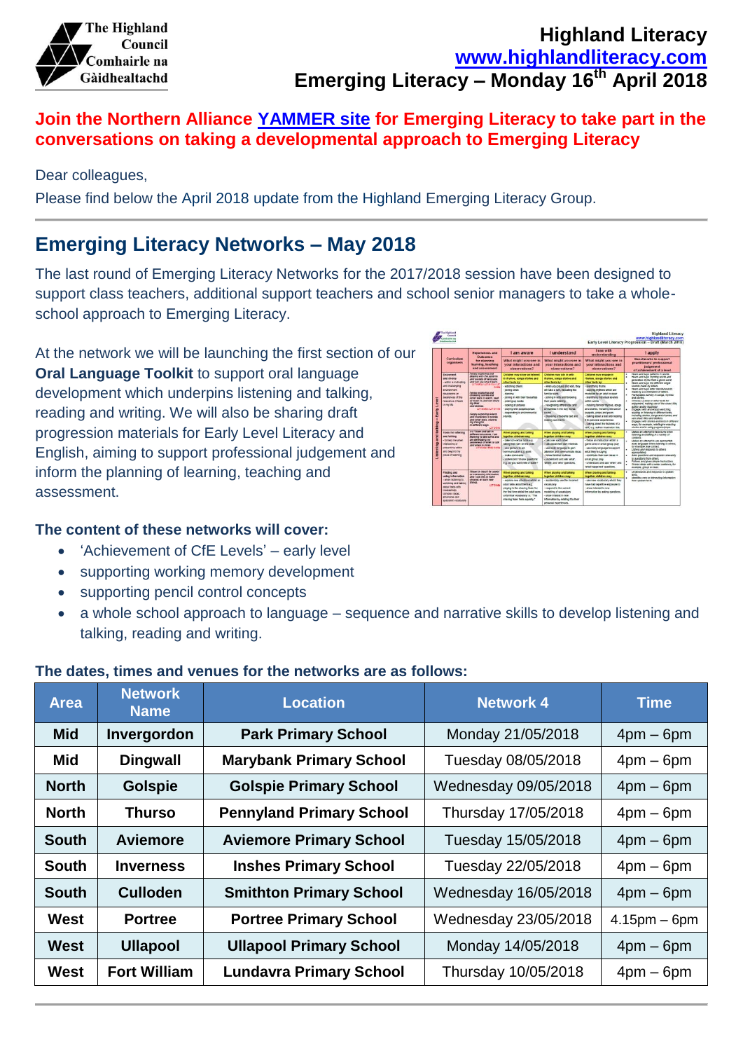The Highland Council
Comhairle na Gàidhealtachd

# Highland Literacy

[www.highlandliteracy.com](http://www.highlandliteracy.com)

**Emerging Literacy – Monday 16th April 2018**

**Join the Northern Alliance YAMMER site for Emerging Literacy to take part in the conversations on taking a developmental approach to Emerging Literacy**

Dear colleagues,

Please find below the April 2018 update from the Highland Emerging Literacy Group.

## Emerging Literacy Networks – May 2018

The last round of Emerging Literacy Networks for the 2017/2018 session have been designed to support class teachers, additional support teachers and school senior managers to take a whole-school approach to Emerging Literacy.

At the network we will be launching the first section of our **Oral Language Toolkit** to support oral language development which underpins listening and talking, reading and writing. We will also be sharing draft progression materials for Early Level Literacy and English, aiming to support professional judgement and inform the planning of learning, teaching and assessment.

**The content of these networks will cover:**

- 'Achievement of CfE Levels' – early level
- supporting working memory development
- supporting pencil control concepts
- a whole school approach to language – sequence and narrative skills to develop listening and talking, reading and writing.

**The dates, times and venues for the networks are as follows:**

| Area | Network Name | Location | Network 4 | Time |
|---|---|---|---|---|
| **Mid** | **Invergordon** | **Park Primary School** | Monday 21/05/2018 | 4pm – 6pm |
| **Mid** | **Dingwall** | **Marybank Primary School** | Tuesday 08/05/2018 | 4pm – 6pm |
| **North** | **Golspie** | **Golspie Primary School** | Wednesday 09/05/2018 | 4pm – 6pm |
| **North** | **Thurso** | **Pennyland Primary School** | Thursday 17/05/2018 | 4pm – 6pm |
| **South** | **Aviemore** | **Aviemore Primary School** | Tuesday 15/05/2018 | 4pm – 6pm |
| **South** | **Inverness** | **Inshes Primary School** | Tuesday 22/05/2018 | 4pm – 6pm |
| **South** | **Culloden** | **Smithton Primary School** | Wednesday 16/05/2018 | 4pm – 6pm |
| **West** | **Portree** | **Portree Primary School** | Wednesday 23/05/2018 | 4.15pm – 6pm |
| **West** | **Ullapool** | **Ullapool Primary School** | Monday 14/05/2018 | 4pm – 6pm |
| **West** | **Fort William** | **Lundavra Primary School** | Thursday 10/05/2018 | 4pm – 6pm |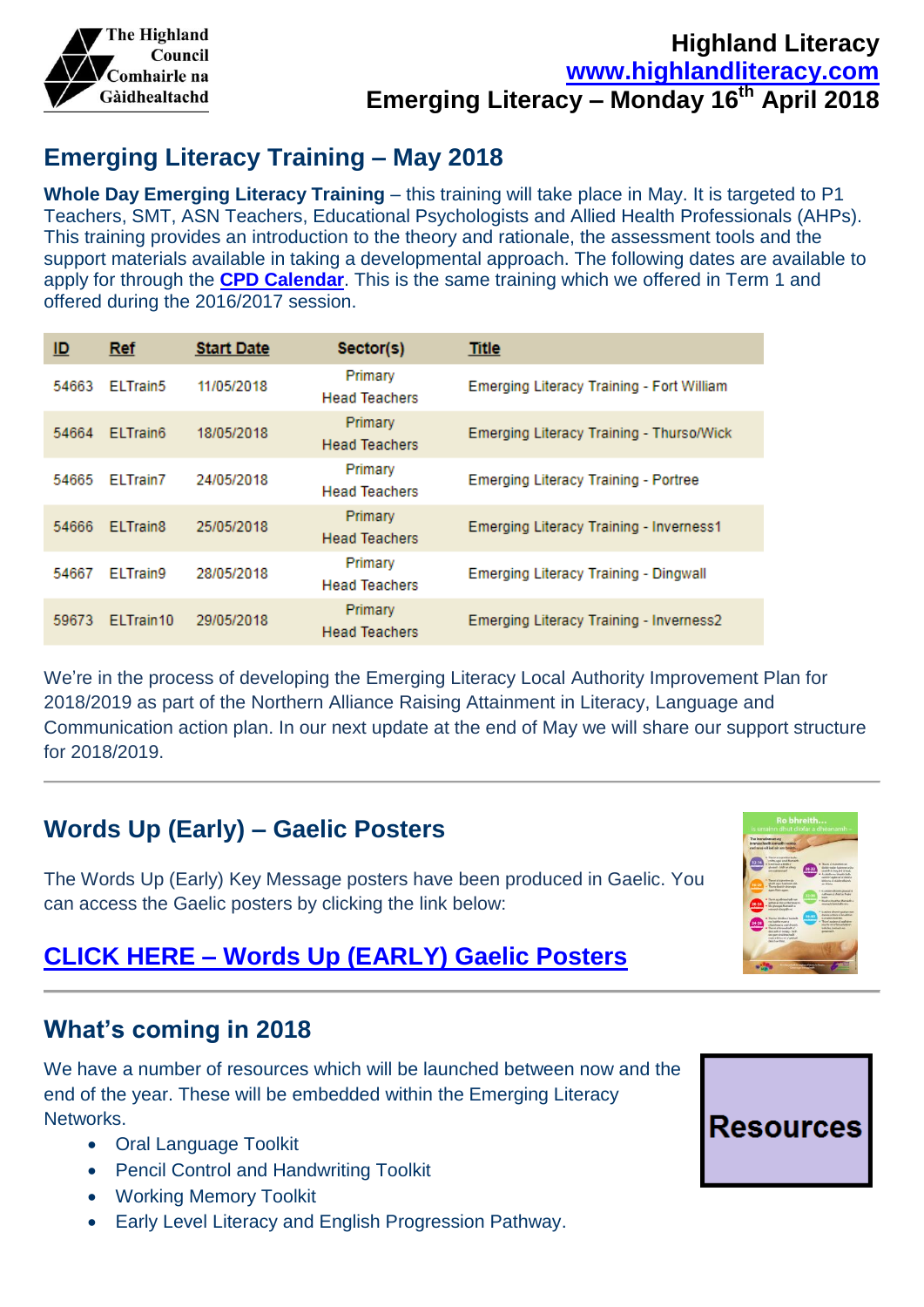The Highland Council
Comhairle na Gàidhealtachd

**Highland Literacy**
**www.highlandliteracy.com**
**Emerging Literacy – Monday 16th April 2018**

## Emerging Literacy Training – May 2018

**Whole Day Emerging Literacy Training** – this training will take place in May. It is targeted to P1 Teachers, SMT, ASN Teachers, Educational Psychologists and Allied Health Professionals (AHPs). This training provides an introduction to the theory and rationale, the assessment tools and the support materials available in taking a developmental approach. The following dates are available to apply for through the **CPD Calendar**. This is the same training which we offered in Term 1 and offered during the 2016/2017 session.

| ID | Ref | Start Date | Sector(s) | Title |
|---|---|---|---|---|
| 54663 | ELTrain5 | 11/05/2018 | Primary Head Teachers | Emerging Literacy Training - Fort William |
| 54664 | ELTrain6 | 18/05/2018 | Primary Head Teachers | Emerging Literacy Training - Thurso/Wick |
| 54665 | ELTrain7 | 24/05/2018 | Primary Head Teachers | Emerging Literacy Training - Portree |
| 54666 | ELTrain8 | 25/05/2018 | Primary Head Teachers | Emerging Literacy Training - Inverness1 |
| 54667 | ELTrain9 | 28/05/2018 | Primary Head Teachers | Emerging Literacy Training - Dingwall |
| 59673 | ELTrain10 | 29/05/2018 | Primary Head Teachers | Emerging Literacy Training - Inverness2 |

We're in the process of developing the Emerging Literacy Local Authority Improvement Plan for 2018/2019 as part of the Northern Alliance Raising Attainment in Literacy, Language and Communication action plan. In our next update at the end of May we will share our support structure for 2018/2019.

## Words Up (Early) – Gaelic Posters

The Words Up (Early) Key Message posters have been produced in Gaelic. You can access the Gaelic posters by clicking the link below:

**CLICK HERE – Words Up (EARLY) Gaelic Posters**

## What's coming in 2018

We have a number of resources which will be launched between now and the end of the year. These will be embedded within the Emerging Literacy Networks.

- Oral Language Toolkit
- Pencil Control and Handwriting Toolkit
- Working Memory Toolkit
- Early Level Literacy and English Progression Pathway.

**Resources**